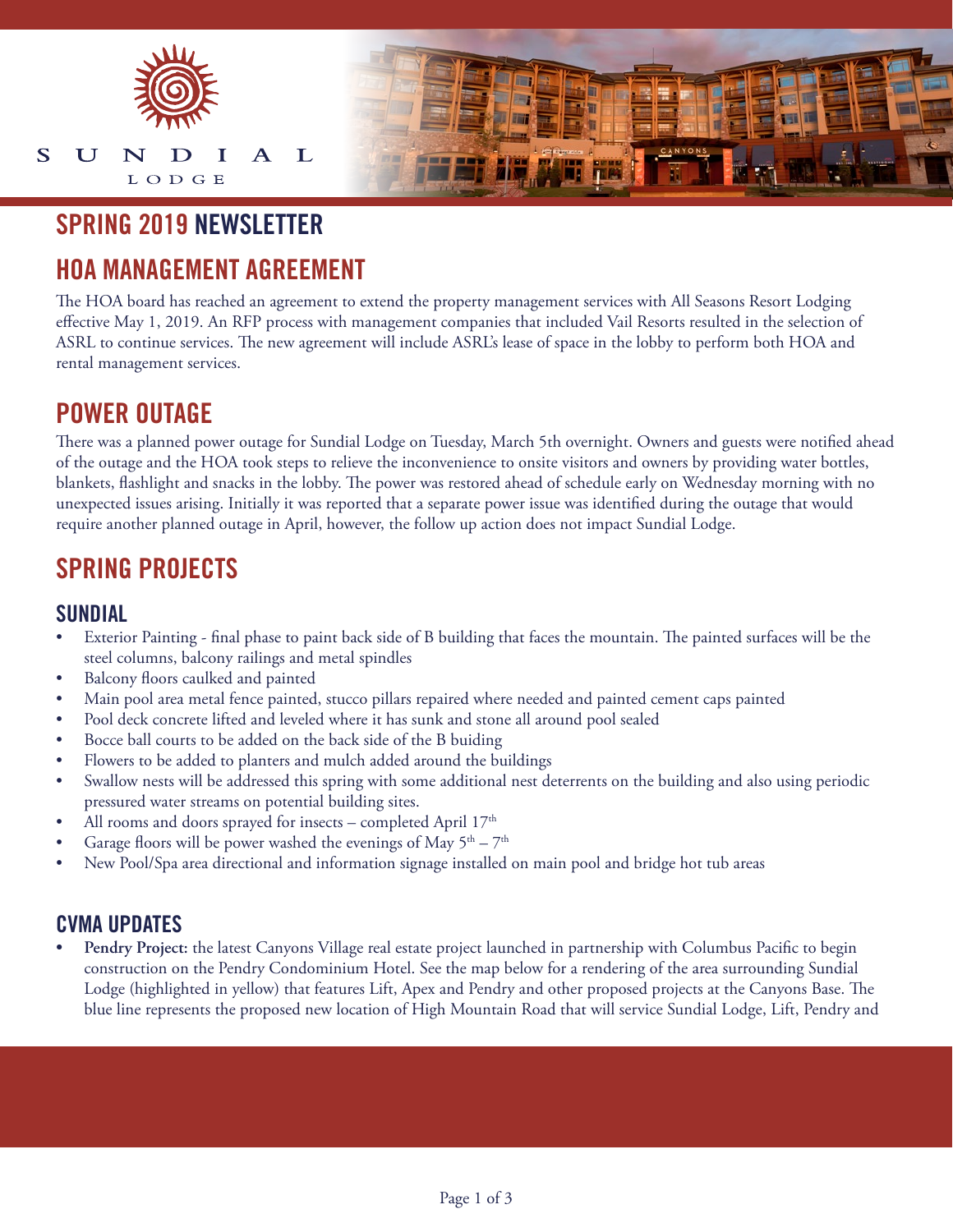SUNDIAL LODGE

# SPRING 2019 NEWSLETTER

## HOA MANAGEMENT AGREEMENT

The HOA board has reached an agreement to extend the property management services with All Seasons Resort Lodging effective May 1, 2019. An RFP process with management companies that included Vail Resorts resulted in the selection of ASRL to continue services. The new agreement will include ASRL's lease of space in the lobby to perform both HOA and rental management services.

## POWER OUTAGE

There was a planned power outage for Sundial Lodge on Tuesday, March 5th overnight. Owners and guests were notified ahead of the outage and the HOA took steps to relieve the inconvenience to onsite visitors and owners by providing water bottles, blankets, flashlight and snacks in the lobby. The power was restored ahead of schedule early on Wednesday morning with no unexpected issues arising. Initially it was reported that a separate power issue was identified during the outage that would require another planned outage in April, however, the follow up action does not impact Sundial Lodge.

## SPRING PROJECTS

### SUNDIAL

- Exterior Painting - final phase to paint back side of B building that faces the mountain. The painted surfaces will be the steel columns, balcony railings and metal spindles
- Balcony floors caulked and painted
- Main pool area metal fence painted, stucco pillars repaired where needed and painted cement caps painted
- Pool deck concrete lifted and leveled where it has sunk and stone all around pool sealed
- Bocce ball courts to be added on the back side of the B buiding
- Flowers to be added to planters and mulch added around the buildings
- Swallow nests will be addressed this spring with some additional nest deterrents on the building and also using periodic pressured water streams on potential building sites.
- All rooms and doors sprayed for insects – completed April 17th
- Garage floors will be power washed the evenings of May 5th – 7th
- New Pool/Spa area directional and information signage installed on main pool and bridge hot tub areas

### CVMA UPDATES

- **Pendry Project:** the latest Canyons Village real estate project launched in partnership with Columbus Pacific to begin construction on the Pendry Condominium Hotel. See the map below for a rendering of the area surrounding Sundial Lodge (highlighted in yellow) that features Lift, Apex and Pendry and other proposed projects at the Canyons Base. The blue line represents the proposed new location of High Mountain Road that will service Sundial Lodge, Lift, Pendry and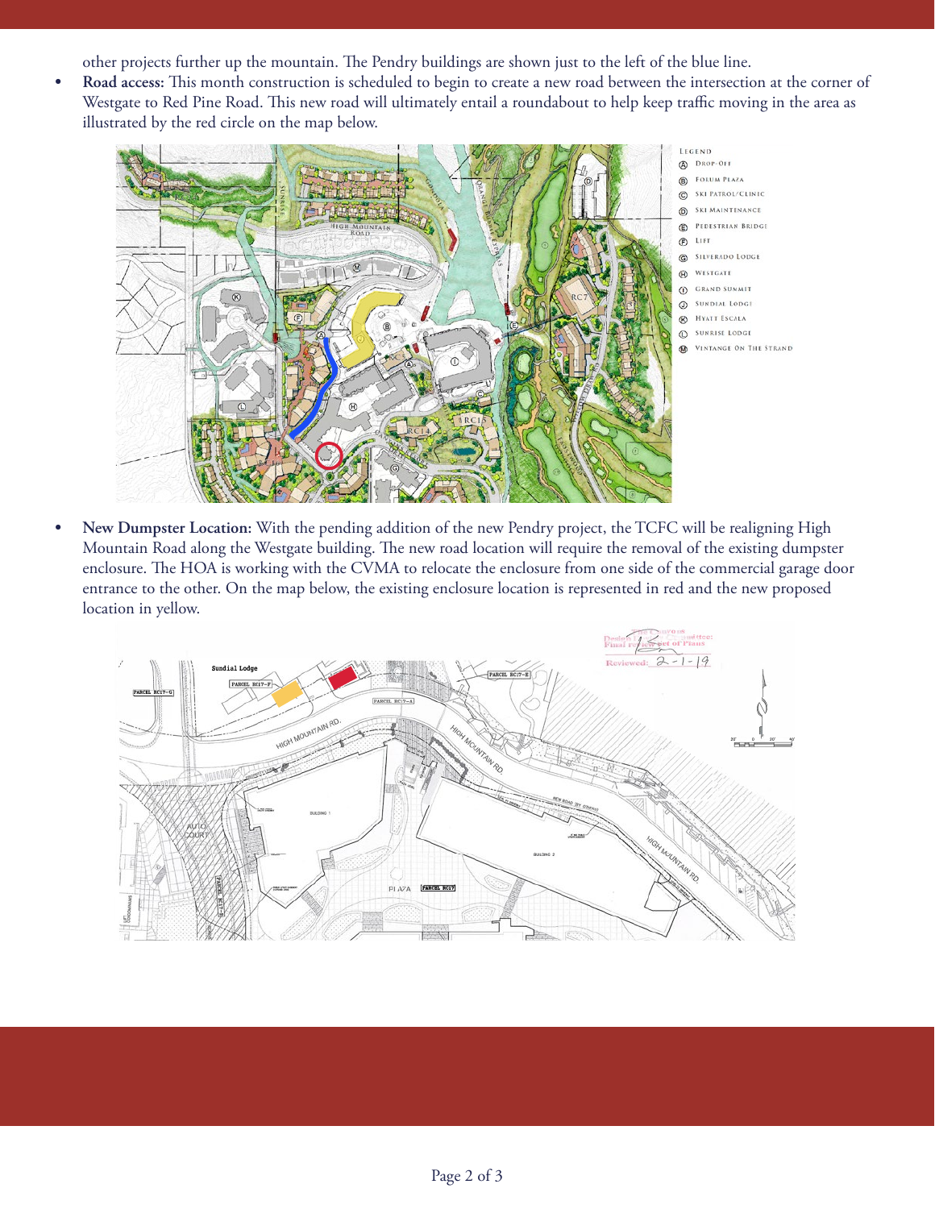other projects further up the mountain. The Pendry buildings are shown just to the left of the blue line.

- **Road access:** This month construction is scheduled to begin to create a new road between the intersection at the corner of Westgate to Red Pine Road. This new road will ultimately entail a roundabout to help keep traffic moving in the area as illustrated by the red circle on the map below.

LEGEND
Ⓐ DROP-OFF
Ⓑ FORUM PLAZA
Ⓒ SKI PATROL/CLINIC
Ⓓ SKI MAINTENANCE
Ⓔ PEDESTRIAN BRIDGE
Ⓕ LIFT
Ⓖ SILVERADO LODGE
Ⓗ WESTGATE
Ⓘ GRAND SUMMIT
Ⓙ SUNDIAL LODGE
Ⓚ HYATT ESCALA
Ⓛ SUNRISE LODGE
Ⓜ VINTAGE ON THE STRAND

- **New Dumpster Location:** With the pending addition of the new Pendry project, the TCFC will be realigning High Mountain Road along the Westgate building. The new road location will require the removal of the existing dumpster enclosure. The HOA is working with the CVMA to relocate the enclosure from one side of the commercial garage door entrance to the other. On the map below, the existing enclosure location is represented in red and the new proposed location in yellow.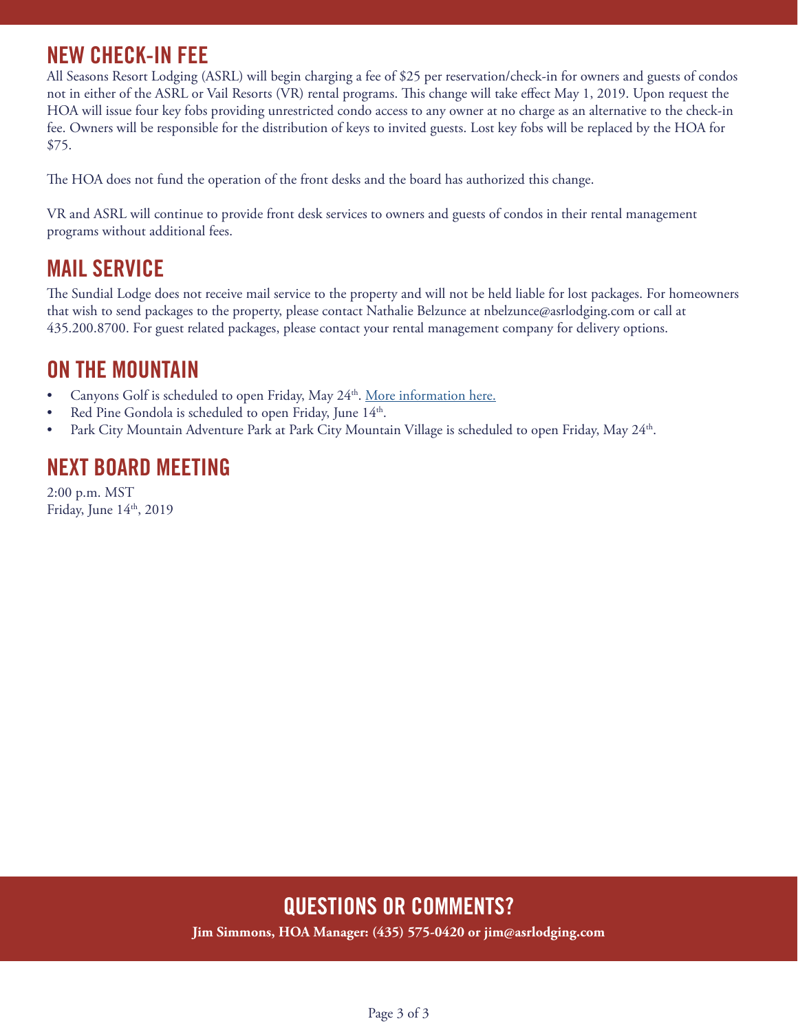## NEW CHECK-IN FEE

All Seasons Resort Lodging (ASRL) will begin charging a fee of $25 per reservation/check-in for owners and guests of condos not in either of the ASRL or Vail Resorts (VR) rental programs. This change will take effect May 1, 2019. Upon request the HOA will issue four key fobs providing unrestricted condo access to any owner at no charge as an alternative to the check-in fee. Owners will be responsible for the distribution of keys to invited guests. Lost key fobs will be replaced by the HOA for $75.

The HOA does not fund the operation of the front desks and the board has authorized this change.

VR and ASRL will continue to provide front desk services to owners and guests of condos in their rental management programs without additional fees.

## MAIL SERVICE

The Sundial Lodge does not receive mail service to the property and will not be held liable for lost packages. For homeowners that wish to send packages to the property, please contact Nathalie Belzunce at nbelzunce@asrlodging.com or call at 435.200.8700. For guest related packages, please contact your rental management company for delivery options.

## ON THE MOUNTAIN

- Canyons Golf is scheduled to open Friday, May 24th. More information here.
- Red Pine Gondola is scheduled to open Friday, June 14th.
- Park City Mountain Adventure Park at Park City Mountain Village is scheduled to open Friday, May 24th.

## NEXT BOARD MEETING

2:00 p.m. MST
Friday, June 14th, 2019

## QUESTIONS OR COMMENTS?

**Jim Simmons, HOA Manager: (435) 575-0420 or jim@asrlodging.com**